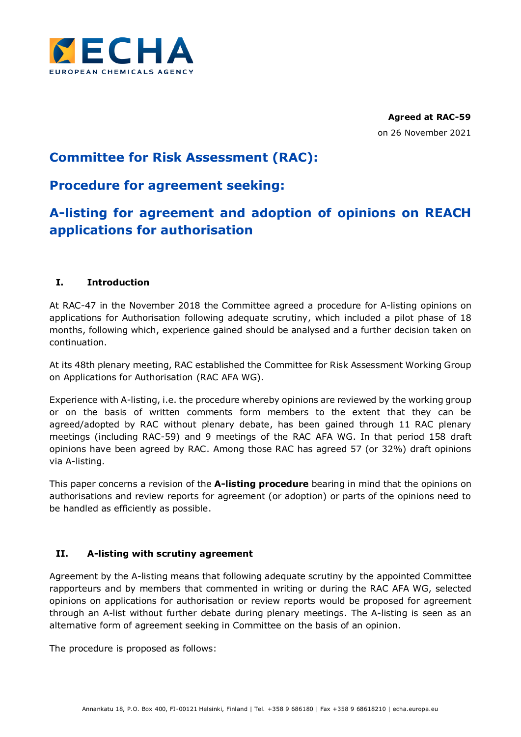**Agreed at RAC-59**

on 26 November 2021

# Committee for Risk Assessment (RAC):

# Procedure for agreement seeking:

# A-listing for agreement and adoption of opinions on REACH applications for authorisation

## I. Introduction

At RAC-47 in the November 2018 the Committee agreed a procedure for A-listing opinions on applications for Authorisation following adequate scrutiny, which included a pilot phase of 18 months, following which, experience gained should be analysed and a further decision taken on continuation.

At its 48th plenary meeting, RAC established the Committee for Risk Assessment Working Group on Applications for Authorisation (RAC AFA WG).

Experience with A-listing, i.e. the procedure whereby opinions are reviewed by the working group or on the basis of written comments form members to the extent that they can be agreed/adopted by RAC without plenary debate, has been gained through 11 RAC plenary meetings (including RAC-59) and 9 meetings of the RAC AFA WG. In that period 158 draft opinions have been agreed by RAC. Among those RAC has agreed 57 (or 32%) draft opinions via A-listing.

This paper concerns a revision of the **A-listing procedure** bearing in mind that the opinions on authorisations and review reports for agreement (or adoption) or parts of the opinions need to be handled as efficiently as possible.

## II. A-listing with scrutiny agreement

Agreement by the A-listing means that following adequate scrutiny by the appointed Committee rapporteurs and by members that commented in writing or during the RAC AFA WG, selected opinions on applications for authorisation or review reports would be proposed for agreement through an A-list without further debate during plenary meetings. The A-listing is seen as an alternative form of agreement seeking in Committee on the basis of an opinion.

The procedure is proposed as follows: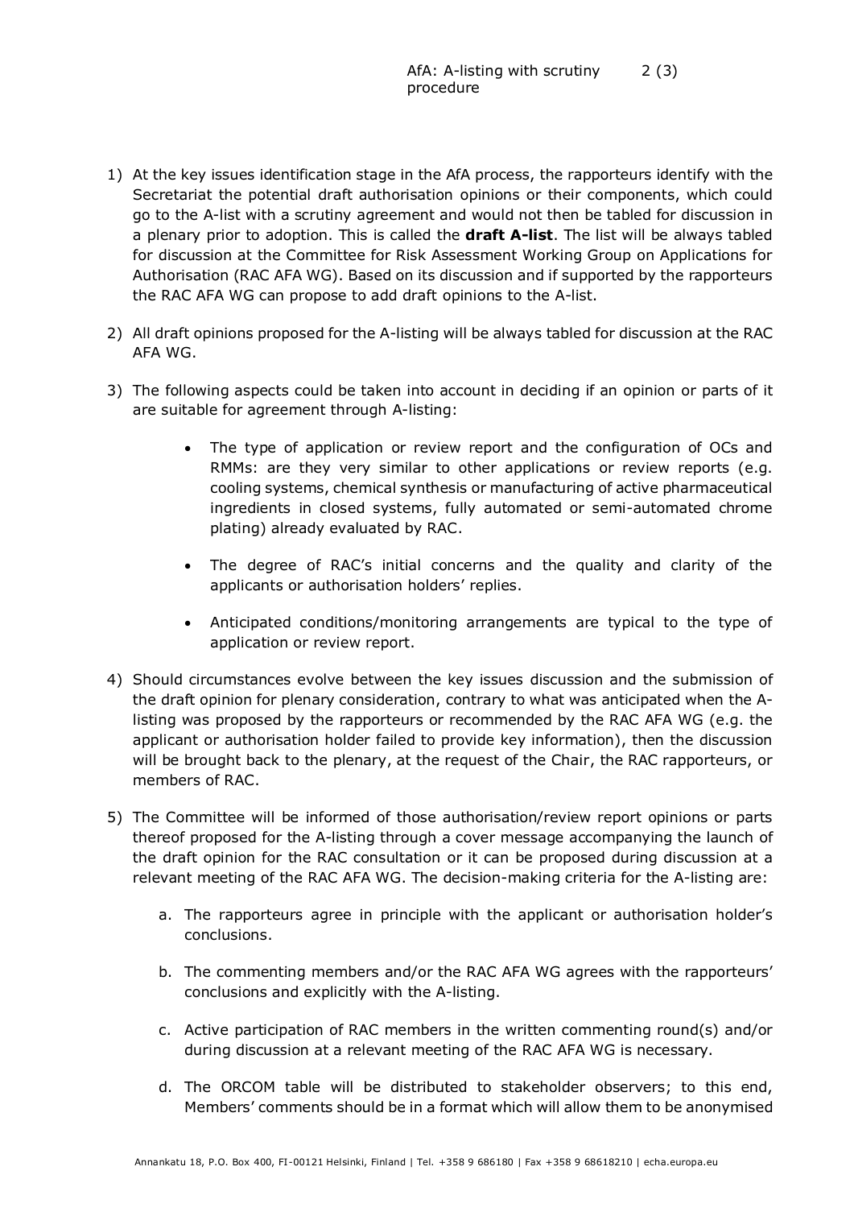1) At the key issues identification stage in the AfA process, the rapporteurs identify with the Secretariat the potential draft authorisation opinions or their components, which could go to the A-list with a scrutiny agreement and would not then be tabled for discussion in a plenary prior to adoption. This is called the **draft A-list**. The list will be always tabled for discussion at the Committee for Risk Assessment Working Group on Applications for Authorisation (RAC AFA WG). Based on its discussion and if supported by the rapporteurs the RAC AFA WG can propose to add draft opinions to the A-list.

2) All draft opinions proposed for the A-listing will be always tabled for discussion at the RAC AFA WG.

3) The following aspects could be taken into account in deciding if an opinion or parts of it are suitable for agreement through A-listing:

    - The type of application or review report and the configuration of OCs and RMMs: are they very similar to other applications or review reports (e.g. cooling systems, chemical synthesis or manufacturing of active pharmaceutical ingredients in closed systems, fully automated or semi-automated chrome plating) already evaluated by RAC.

    - The degree of RAC's initial concerns and the quality and clarity of the applicants or authorisation holders' replies.

    - Anticipated conditions/monitoring arrangements are typical to the type of application or review report.

4) Should circumstances evolve between the key issues discussion and the submission of the draft opinion for plenary consideration, contrary to what was anticipated when the A-listing was proposed by the rapporteurs or recommended by the RAC AFA WG (e.g. the applicant or authorisation holder failed to provide key information), then the discussion will be brought back to the plenary, at the request of the Chair, the RAC rapporteurs, or members of RAC.

5) The Committee will be informed of those authorisation/review report opinions or parts thereof proposed for the A-listing through a cover message accompanying the launch of the draft opinion for the RAC consultation or it can be proposed during discussion at a relevant meeting of the RAC AFA WG. The decision-making criteria for the A-listing are:

    a. The rapporteurs agree in principle with the applicant or authorisation holder's conclusions.

    b. The commenting members and/or the RAC AFA WG agrees with the rapporteurs' conclusions and explicitly with the A-listing.

    c. Active participation of RAC members in the written commenting round(s) and/or during discussion at a relevant meeting of the RAC AFA WG is necessary.

    d. The ORCOM table will be distributed to stakeholder observers; to this end, Members' comments should be in a format which will allow them to be anonymised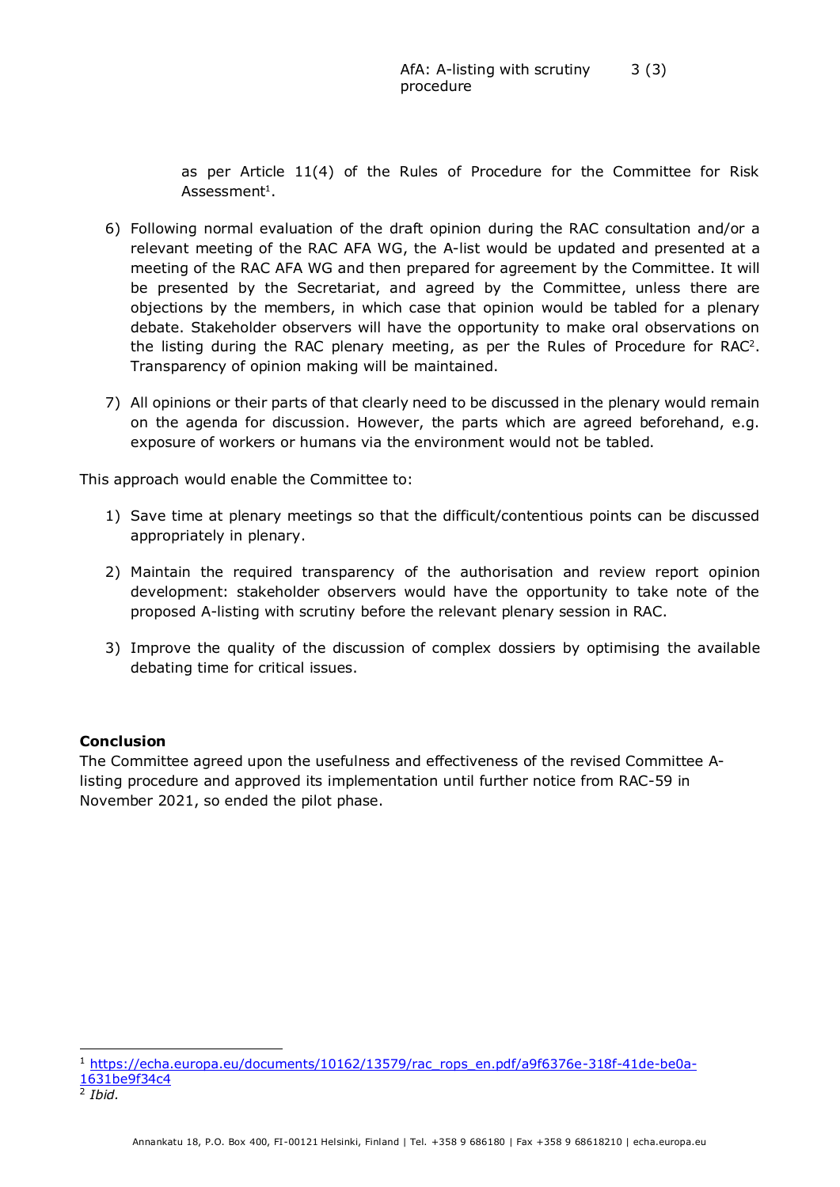as per Article 11(4) of the Rules of Procedure for the Committee for Risk Assessment[1].

6) Following normal evaluation of the draft opinion during the RAC consultation and/or a relevant meeting of the RAC AFA WG, the A-list would be updated and presented at a meeting of the RAC AFA WG and then prepared for agreement by the Committee. It will be presented by the Secretariat, and agreed by the Committee, unless there are objections by the members, in which case that opinion would be tabled for a plenary debate. Stakeholder observers will have the opportunity to make oral observations on the listing during the RAC plenary meeting, as per the Rules of Procedure for RAC[2]. Transparency of opinion making will be maintained.

7) All opinions or their parts of that clearly need to be discussed in the plenary would remain on the agenda for discussion. However, the parts which are agreed beforehand, e.g. exposure of workers or humans via the environment would not be tabled.

This approach would enable the Committee to:

1) Save time at plenary meetings so that the difficult/contentious points can be discussed appropriately in plenary.

2) Maintain the required transparency of the authorisation and review report opinion development: stakeholder observers would have the opportunity to take note of the proposed A-listing with scrutiny before the relevant plenary session in RAC.

3) Improve the quality of the discussion of complex dossiers by optimising the available debating time for critical issues.

**Conclusion**

The Committee agreed upon the usefulness and effectiveness of the revised Committee A-listing procedure and approved its implementation until further notice from RAC-59 in November 2021, so ended the pilot phase.

[1] https://echa.europa.eu/documents/10162/13579/rac_rops_en.pdf/a9f6376e-318f-41de-be0a-1631be9f34c4

[2] *Ibid.*